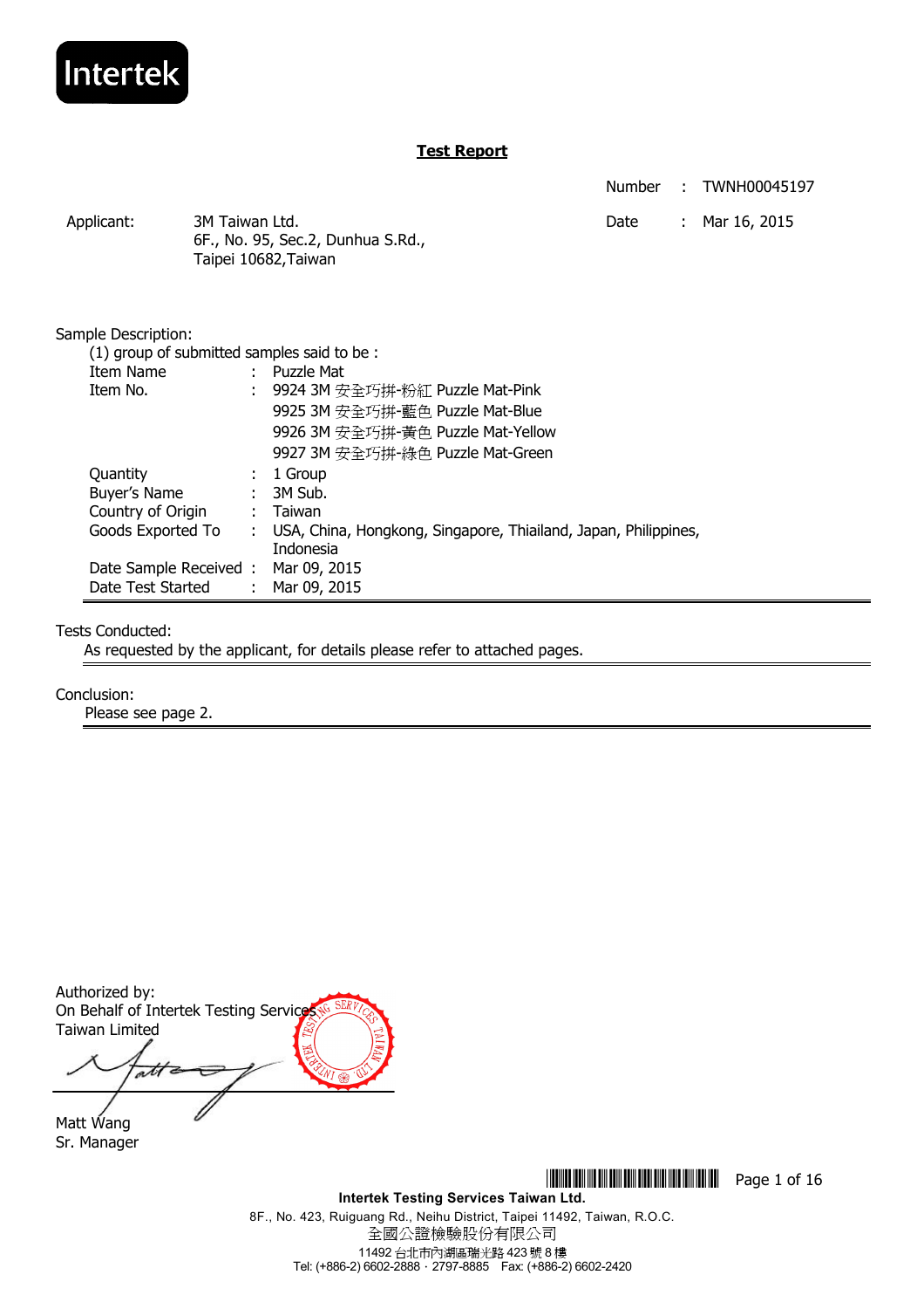Intertek

## Test Report

Number : TWNH00045197

Date : Mar 16, 2015

Applicant: 3M Taiwan Ltd.
6F., No. 95, Sec.2, Dunhua S.Rd.,
Taipei 10682,Taiwan

Sample Description:

(1) group of submitted samples said to be :

| | | |
|---|---|---|
| Item Name | : | Puzzle Mat |
| Item No. | : | 9924 3M 安全巧拼-粉紅 Puzzle Mat-Pink<br>9925 3M 安全巧拼-藍色 Puzzle Mat-Blue<br>9926 3M 安全巧拼-黃色 Puzzle Mat-Yellow<br>9927 3M 安全巧拼-綠色 Puzzle Mat-Green |
| Quantity | : | 1 Group |
| Buyer's Name | : | 3M Sub. |
| Country of Origin | : | Taiwan |
| Goods Exported To | : | USA, China, Hongkong, Singapore, Thiailand, Japan, Philippines, Indonesia |
| Date Sample Received | : | Mar 09, 2015 |
| Date Test Started | : | Mar 09, 2015 |

Tests Conducted:

As requested by the applicant, for details please refer to attached pages.

Conclusion:

Please see page 2.

Authorized by:
On Behalf of Intertek Testing Services
Taiwan Limited

Matt Wang
Sr. Manager

**Intertek Testing Services Taiwan Ltd.**
8F., No. 423, Ruiguang Rd., Neihu District, Taipei 11492, Taiwan, R.O.C.
全國公證檢驗股份有限公司
11492 台北市內湖區瑞光路 423 號 8 樓
Tel: (+886-2) 6602-2888 · 2797-8885 Fax: (+886-2) 6602-2420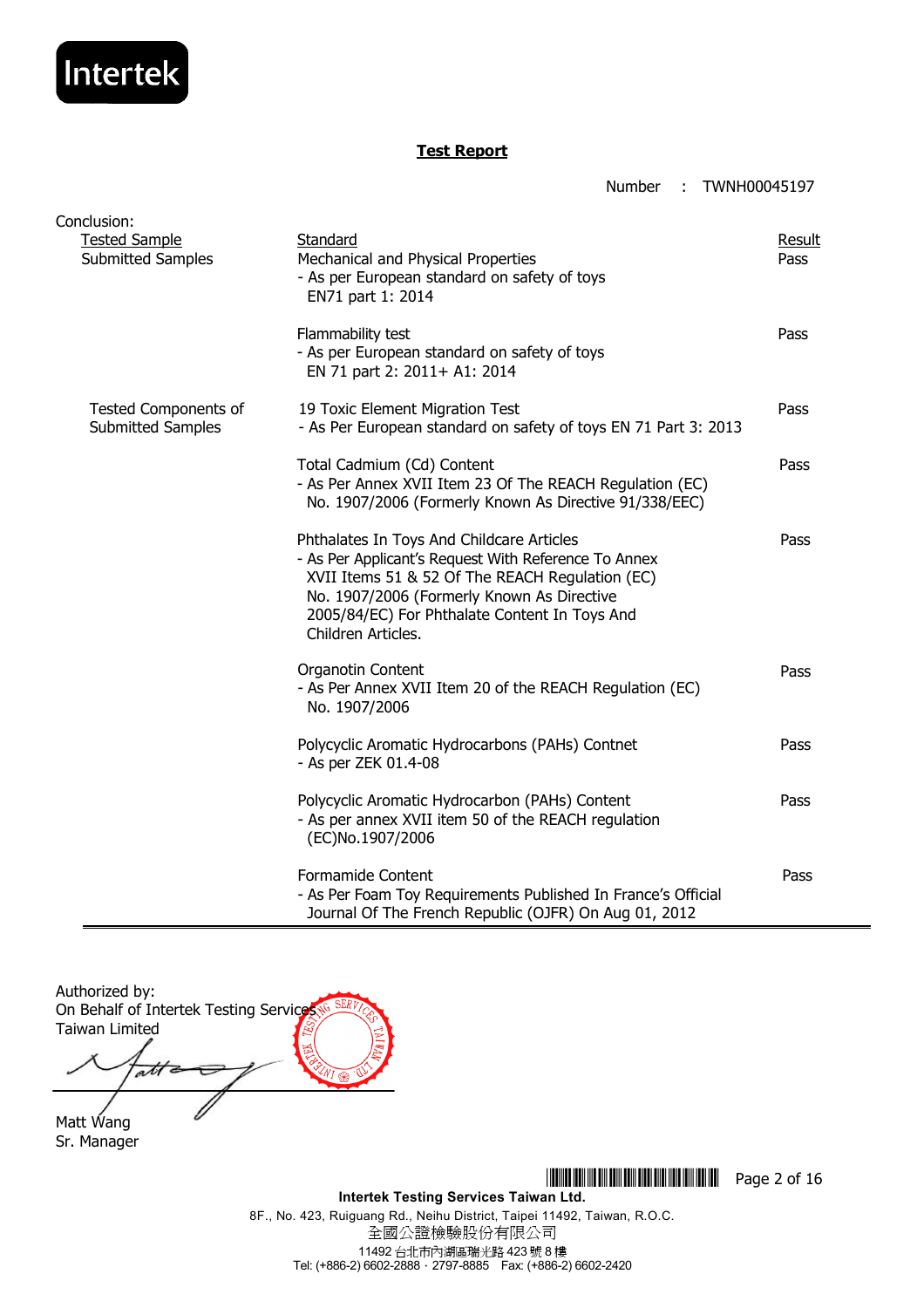Intertek

# Test Report

Number : TWNH00045197

Conclusion:

| Tested Sample | Standard | Result |
|---|---|---|
| Submitted Samples | Mechanical and Physical Properties<br>- As per European standard on safety of toys EN71 part 1: 2014 | Pass |
| | Flammability test<br>- As per European standard on safety of toys EN 71 part 2: 2011+ A1: 2014 | Pass |
| Tested Components of Submitted Samples | 19 Toxic Element Migration Test<br>- As Per European standard on safety of toys EN 71 Part 3: 2013 | Pass |
| | Total Cadmium (Cd) Content<br>- As Per Annex XVII Item 23 Of The REACH Regulation (EC) No. 1907/2006 (Formerly Known As Directive 91/338/EEC) | Pass |
| | Phthalates In Toys And Childcare Articles<br>- As Per Applicant's Request With Reference To Annex XVII Items 51 & 52 Of The REACH Regulation (EC) No. 1907/2006 (Formerly Known As Directive 2005/84/EC) For Phthalate Content In Toys And Children Articles. | Pass |
| | Organotin Content<br>- As Per Annex XVII Item 20 of the REACH Regulation (EC) No. 1907/2006 | Pass |
| | Polycyclic Aromatic Hydrocarbons (PAHs) Contnet<br>- As per ZEK 01.4-08 | Pass |
| | Polycyclic Aromatic Hydrocarbon (PAHs) Content<br>- As per annex XVII item 50 of the REACH regulation (EC)No.1907/2006 | Pass |
| | Formamide Content<br>- As Per Foam Toy Requirements Published In France's Official Journal Of The French Republic (OJFR) On Aug 01, 2012 | Pass |

Authorized by:
On Behalf of Intertek Testing Services Taiwan Limited

Matt Wang
Sr. Manager

**Intertek Testing Services Taiwan Ltd.**
8F., No. 423, Ruiguang Rd., Neihu District, Taipei 11492, Taiwan, R.O.C.
全國公證檢驗股份有限公司
11492 台北市內湖區瑞光路 423 號 8 樓
Tel: (+886-2) 6602-2888 · 2797-8885 Fax: (+886-2) 6602-2420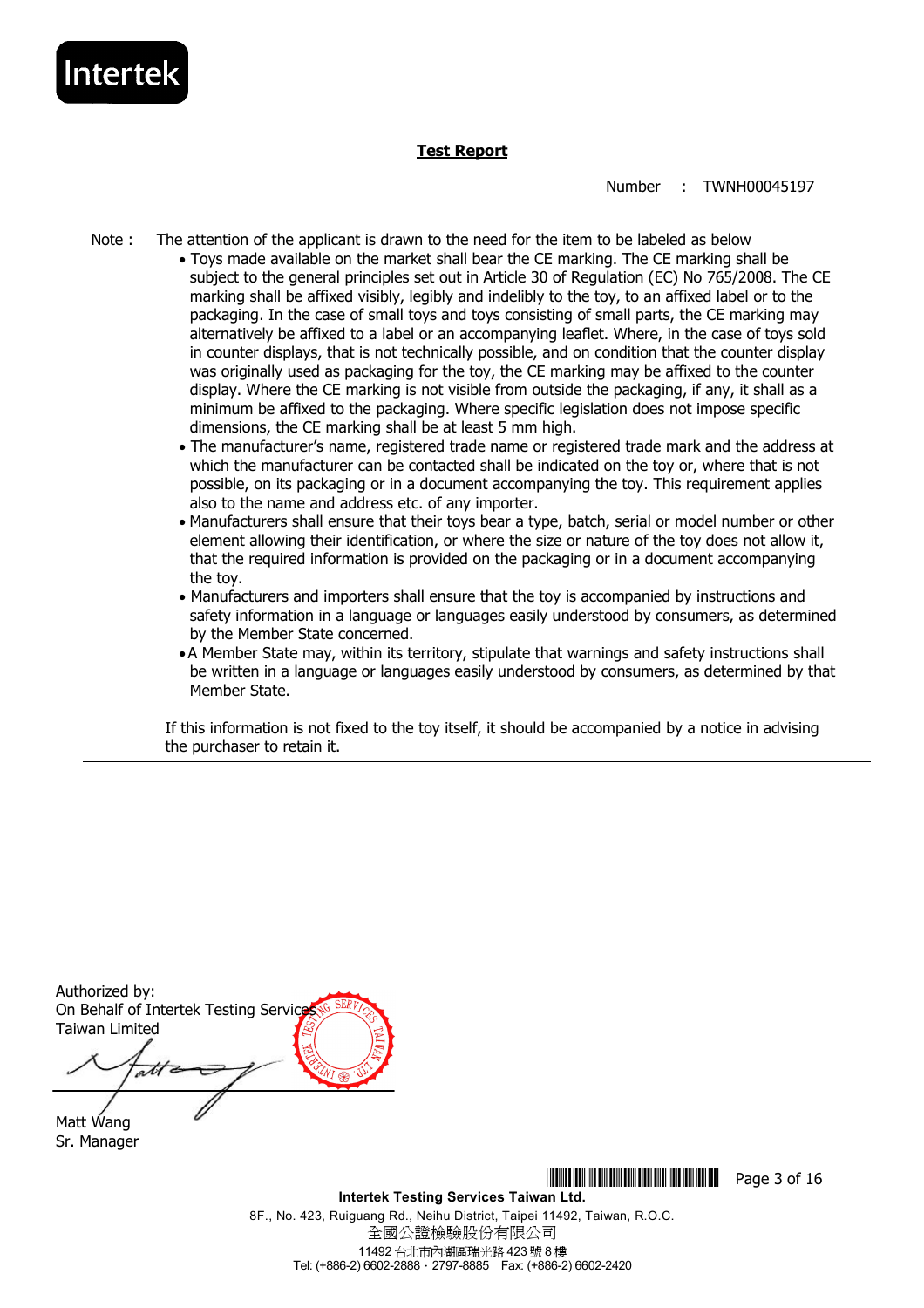**Test Report**

Number : TWNH00045197

Note : The attention of the applicant is drawn to the need for the item to be labeled as below

- Toys made available on the market shall bear the CE marking. The CE marking shall be subject to the general principles set out in Article 30 of Regulation (EC) No 765/2008. The CE marking shall be affixed visibly, legibly and indelibly to the toy, to an affixed label or to the packaging. In the case of small toys and toys consisting of small parts, the CE marking may alternatively be affixed to a label or an accompanying leaflet. Where, in the case of toys sold in counter displays, that is not technically possible, and on condition that the counter display was originally used as packaging for the toy, the CE marking may be affixed to the counter display. Where the CE marking is not visible from outside the packaging, if any, it shall as a minimum be affixed to the packaging. Where specific legislation does not impose specific dimensions, the CE marking shall be at least 5 mm high.
- The manufacturer's name, registered trade name or registered trade mark and the address at which the manufacturer can be contacted shall be indicated on the toy or, where that is not possible, on its packaging or in a document accompanying the toy. This requirement applies also to the name and address etc. of any importer.
- Manufacturers shall ensure that their toys bear a type, batch, serial or model number or other element allowing their identification, or where the size or nature of the toy does not allow it, that the required information is provided on the packaging or in a document accompanying the toy.
- Manufacturers and importers shall ensure that the toy is accompanied by instructions and safety information in a language or languages easily understood by consumers, as determined by the Member State concerned.
- A Member State may, within its territory, stipulate that warnings and safety instructions shall be written in a language or languages easily understood by consumers, as determined by that Member State.

If this information is not fixed to the toy itself, it should be accompanied by a notice in advising the purchaser to retain it.

---

Authorized by:
On Behalf of Intertek Testing Services
Taiwan Limited

Matt Wang
Sr. Manager

**Intertek Testing Services Taiwan Ltd.**
8F., No. 423, Ruiguang Rd., Neihu District, Taipei 11492, Taiwan, R.O.C.
全國公證檢驗股份有限公司
11492 台北市內湖區瑞光路 423 號 8 樓
Tel: (+886-2) 6602-2888．2797-8885 Fax: (+886-2) 6602-2420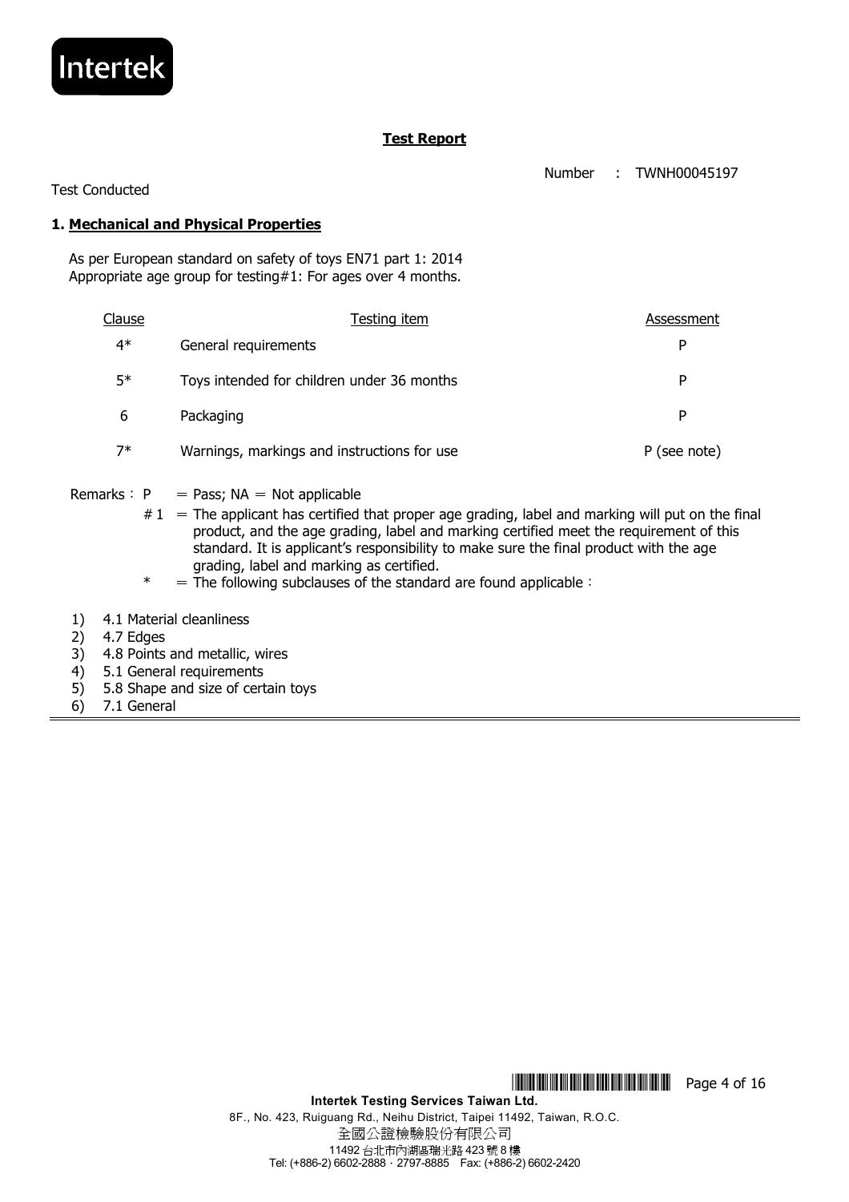## Test Report

Number : TWNH00045197

Test Conducted

### 1. Mechanical and Physical Properties

As per European standard on safety of toys EN71 part 1: 2014
Appropriate age group for testing#1: For ages over 4 months.

| Clause | Testing item | Assessment |
|---|---|---|
| 4* | General requirements | P |
| 5* | Toys intended for children under 36 months | P |
| 6 | Packaging | P |
| 7* | Warnings, markings and instructions for use | P (see note) |

Remarks： P = Pass; NA = Not applicable

#1 = The applicant has certified that proper age grading, label and marking will put on the final product, and the age grading, label and marking certified meet the requirement of this standard. It is applicant's responsibility to make sure the final product with the age grading, label and marking as certified.

\* = The following subclauses of the standard are found applicable：

1) 4.1 Material cleanliness
2) 4.7 Edges
3) 4.8 Points and metallic, wires
4) 5.1 General requirements
5) 5.8 Shape and size of certain toys
6) 7.1 General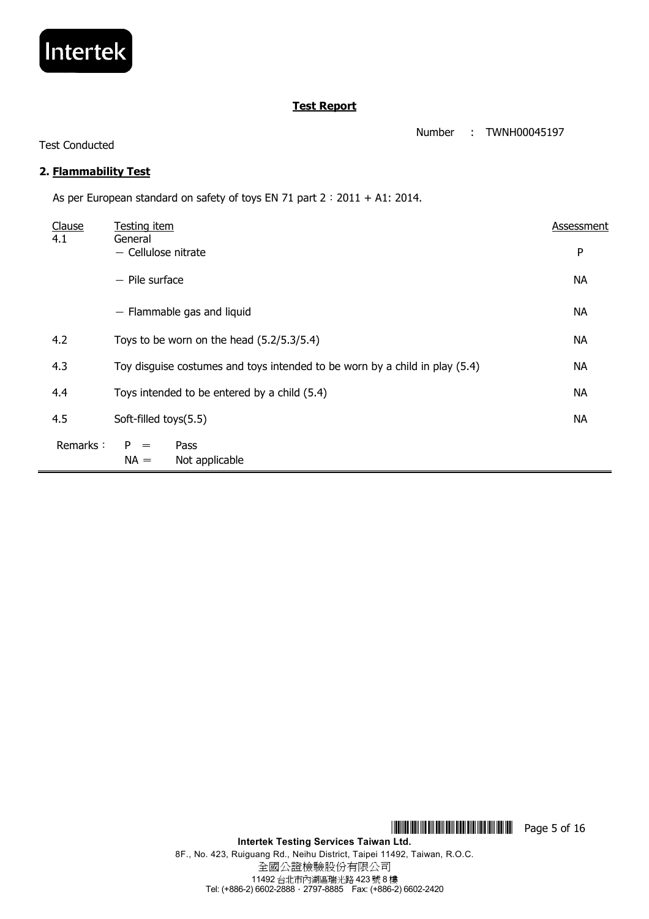# Test Report

Number : TWNH00045197

Test Conducted

## 2. Flammability Test

As per European standard on safety of toys EN 71 part 2：2011 + A1: 2014.

| Clause | Testing item | Assessment |
|---|---|---|
| 4.1 | General | |
| | － Cellulose nitrate | P |
| | － Pile surface | NA |
| | － Flammable gas and liquid | NA |
| 4.2 | Toys to be worn on the head (5.2/5.3/5.4) | NA |
| 4.3 | Toy disguise costumes and toys intended to be worn by a child in play (5.4) | NA |
| 4.4 | Toys intended to be entered by a child (5.4) | NA |
| 4.5 | Soft-filled toys(5.5) | NA |

Remarks： P ＝ Pass
NA ＝ Not applicable

**Intertek Testing Services Taiwan Ltd.**
8F., No. 423, Ruiguang Rd., Neihu District, Taipei 11492, Taiwan, R.O.C.
全國公證檢驗股份有限公司
11492 台北市內湖區瑞光路 423 號 8 樓
Tel: (+886-2) 6602-2888．2797-8885 Fax: (+886-2) 6602-2420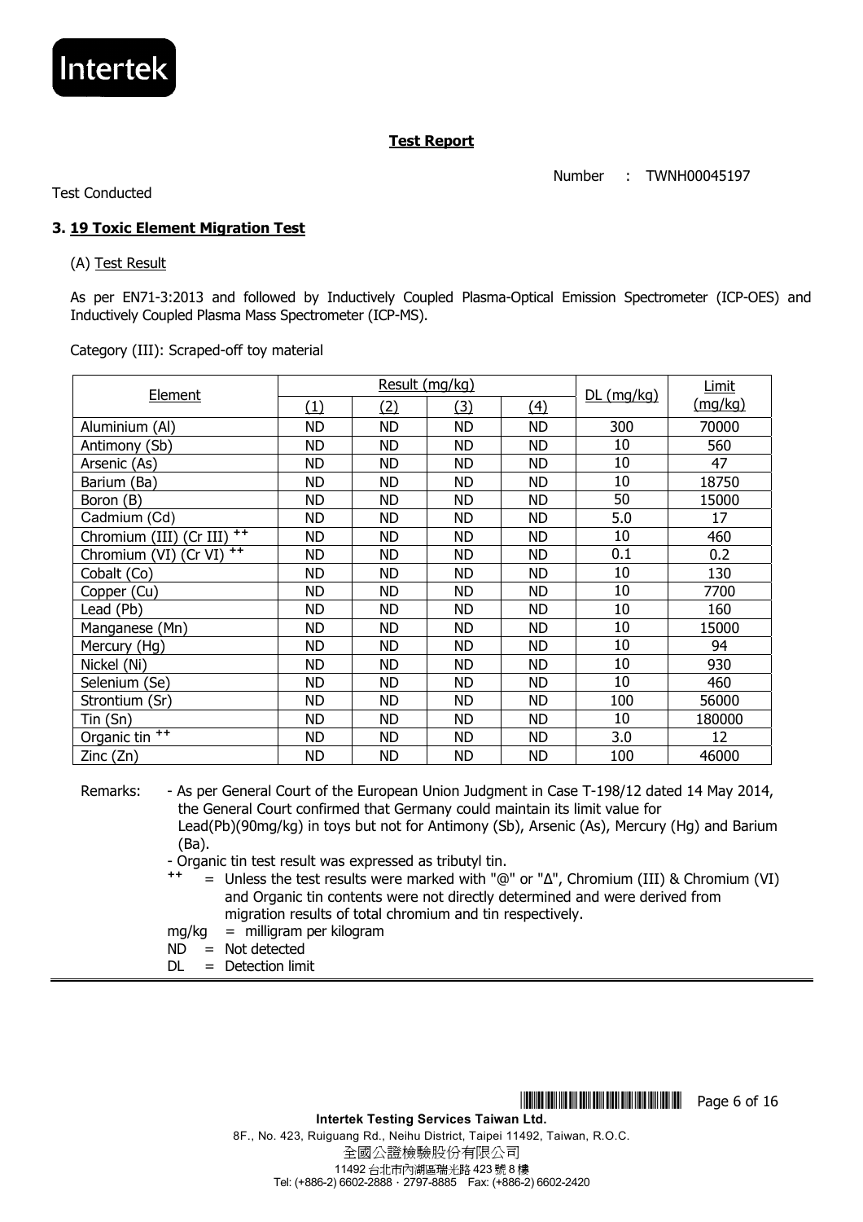**Test Report**

Number : TWNH00045197

Test Conducted

### 3. 19 Toxic Element Migration Test

(A) Test Result

As per EN71-3:2013 and followed by Inductively Coupled Plasma-Optical Emission Spectrometer (ICP-OES) and Inductively Coupled Plasma Mass Spectrometer (ICP-MS).

Category (III): Scraped-off toy material

| Element | Result (mg/kg) | | | | DL (mg/kg) | Limit (mg/kg) |
|---|---|---|---|---|---|---|
| | (1) | (2) | (3) | (4) | | |
| Aluminium (Al) | ND | ND | ND | ND | 300 | 70000 |
| Antimony (Sb) | ND | ND | ND | ND | 10 | 560 |
| Arsenic (As) | ND | ND | ND | ND | 10 | 47 |
| Barium (Ba) | ND | ND | ND | ND | 10 | 18750 |
| Boron (B) | ND | ND | ND | ND | 50 | 15000 |
| Cadmium (Cd) | ND | ND | ND | ND | 5.0 | 17 |
| Chromium (III) (Cr III) ++ | ND | ND | ND | ND | 10 | 460 |
| Chromium (VI) (Cr VI) ++ | ND | ND | ND | ND | 0.1 | 0.2 |
| Cobalt (Co) | ND | ND | ND | ND | 10 | 130 |
| Copper (Cu) | ND | ND | ND | ND | 10 | 7700 |
| Lead (Pb) | ND | ND | ND | ND | 10 | 160 |
| Manganese (Mn) | ND | ND | ND | ND | 10 | 15000 |
| Mercury (Hg) | ND | ND | ND | ND | 10 | 94 |
| Nickel (Ni) | ND | ND | ND | ND | 10 | 930 |
| Selenium (Se) | ND | ND | ND | ND | 10 | 460 |
| Strontium (Sr) | ND | ND | ND | ND | 100 | 56000 |
| Tin (Sn) | ND | ND | ND | ND | 10 | 180000 |
| Organic tin ++ | ND | ND | ND | ND | 3.0 | 12 |
| Zinc (Zn) | ND | ND | ND | ND | 100 | 46000 |

Remarks:
- As per General Court of the European Union Judgment in Case T-198/12 dated 14 May 2014, the General Court confirmed that Germany could maintain its limit value for Lead(Pb)(90mg/kg) in toys but not for Antimony (Sb), Arsenic (As), Mercury (Hg) and Barium (Ba).
- Organic tin test result was expressed as tributyl tin.

++ = Unless the test results were marked with "@" or "Δ", Chromium (III) & Chromium (VI) and Organic tin contents were not directly determined and were derived from migration results of total chromium and tin respectively.

mg/kg = milligram per kilogram

ND = Not detected

DL = Detection limit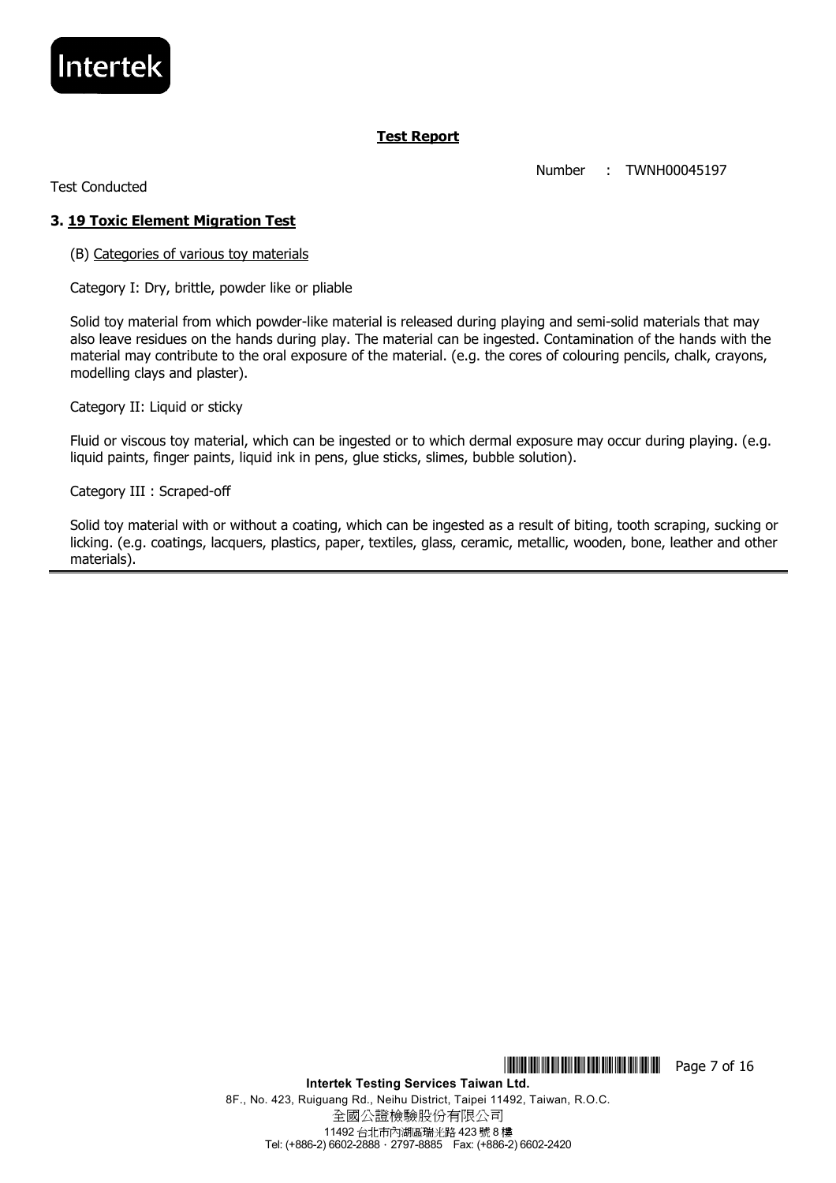**Test Report**

Number : TWNH00045197

Test Conducted

### 3. 19 Toxic Element Migration Test

(B) Categories of various toy materials

Category I: Dry, brittle, powder like or pliable

Solid toy material from which powder-like material is released during playing and semi-solid materials that may also leave residues on the hands during play. The material can be ingested. Contamination of the hands with the material may contribute to the oral exposure of the material. (e.g. the cores of colouring pencils, chalk, crayons, modelling clays and plaster).

Category II: Liquid or sticky

Fluid or viscous toy material, which can be ingested or to which dermal exposure may occur during playing. (e.g. liquid paints, finger paints, liquid ink in pens, glue sticks, slimes, bubble solution).

Category III : Scraped-off

Solid toy material with or without a coating, which can be ingested as a result of biting, tooth scraping, sucking or licking. (e.g. coatings, lacquers, plastics, paper, textiles, glass, ceramic, metallic, wooden, bone, leather and other materials).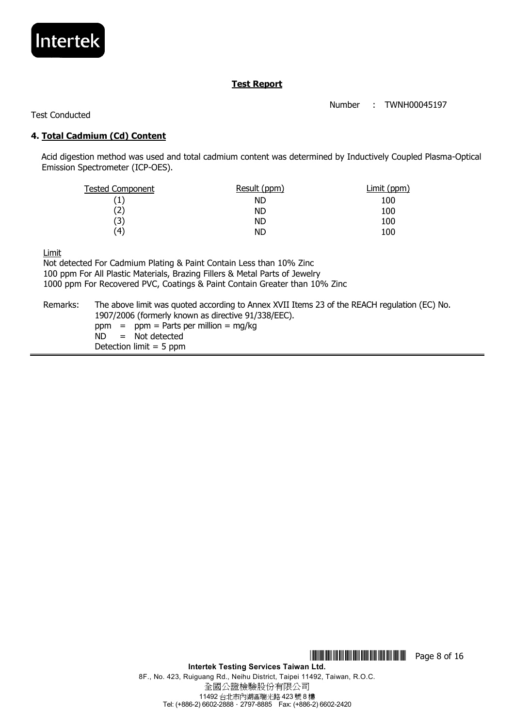**Test Report**

Number : TWNH00045197

Test Conducted

## 4. Total Cadmium (Cd) Content

Acid digestion method was used and total cadmium content was determined by Inductively Coupled Plasma-Optical Emission Spectrometer (ICP-OES).

| Tested Component | Result (ppm) | Limit (ppm) |
|---|---|---|
| (1) | ND | 100 |
| (2) | ND | 100 |
| (3) | ND | 100 |
| (4) | ND | 100 |

Limit

Not detected For Cadmium Plating & Paint Contain Less than 10% Zinc
100 ppm For All Plastic Materials, Brazing Fillers & Metal Parts of Jewelry
1000 ppm For Recovered PVC, Coatings & Paint Contain Greater than 10% Zinc

Remarks: The above limit was quoted according to Annex XVII Items 23 of the REACH regulation (EC) No. 1907/2006 (formerly known as directive 91/338/EEC).
ppm = ppm = Parts per million = mg/kg
ND = Not detected
Detection limit = 5 ppm

**Intertek Testing Services Taiwan Ltd.**
8F., No. 423, Ruiguang Rd., Neihu District, Taipei 11492, Taiwan, R.O.C.
全國公證檢驗股份有限公司
11492 台北市內湖區瑞光路 423 號 8 樓
Tel: (+886-2) 6602-2888 · 2797-8885 Fax: (+886-2) 6602-2420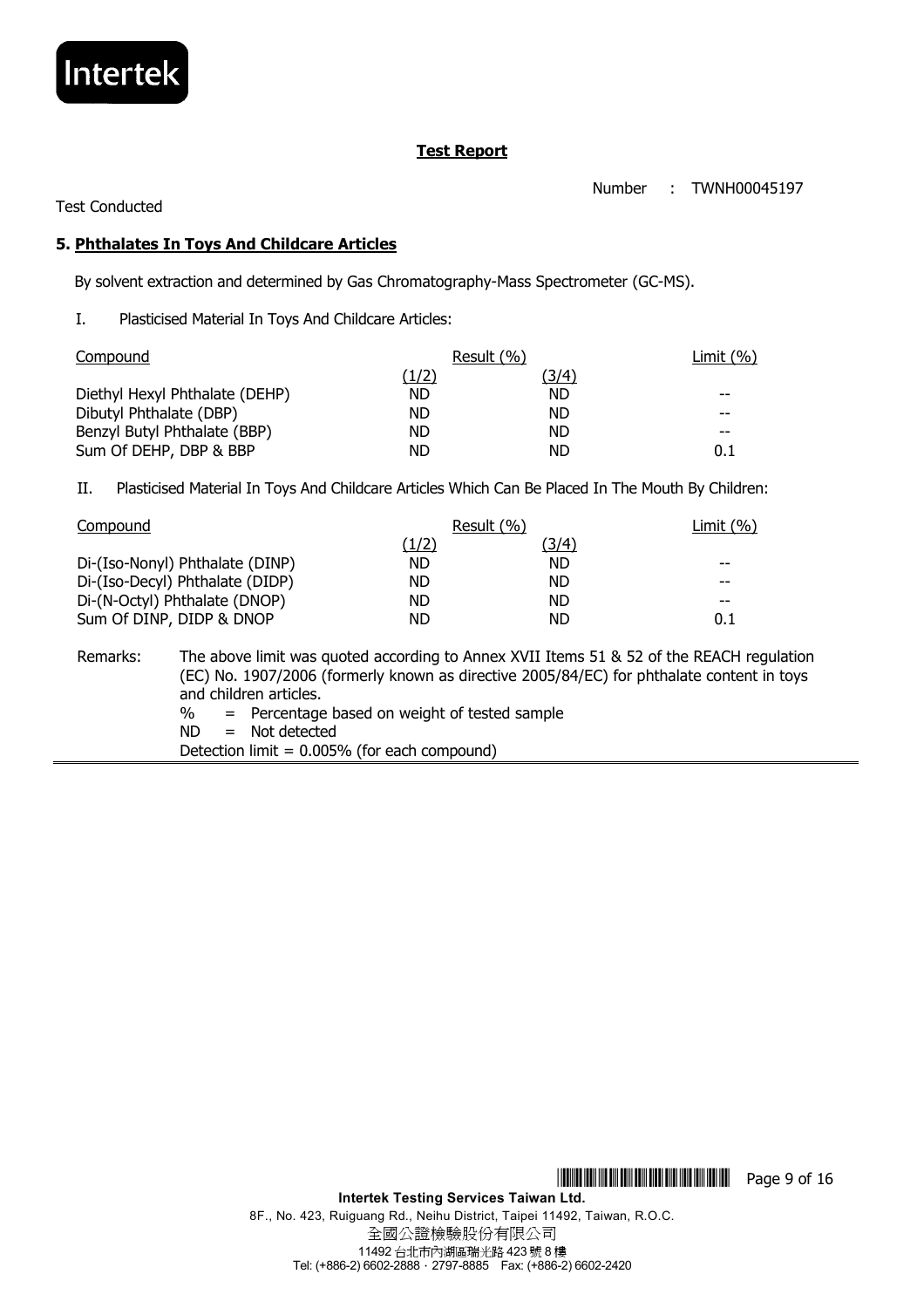**Test Report**

Number : TWNH00045197

Test Conducted

## 5. Phthalates In Toys And Childcare Articles

By solvent extraction and determined by Gas Chromatography-Mass Spectrometer (GC-MS).

I. Plasticised Material In Toys And Childcare Articles:

| Compound | Result (%) | | Limit (%) |
|---|---|---|---|
| | (1/2) | (3/4) | |
| Diethyl Hexyl Phthalate (DEHP) | ND | ND | -- |
| Dibutyl Phthalate (DBP) | ND | ND | -- |
| Benzyl Butyl Phthalate (BBP) | ND | ND | -- |
| Sum Of DEHP, DBP & BBP | ND | ND | 0.1 |

II. Plasticised Material In Toys And Childcare Articles Which Can Be Placed In The Mouth By Children:

| Compound | Result (%) | | Limit (%) |
|---|---|---|---|
| | (1/2) | (3/4) | |
| Di-(Iso-Nonyl) Phthalate (DINP) | ND | ND | -- |
| Di-(Iso-Decyl) Phthalate (DIDP) | ND | ND | -- |
| Di-(N-Octyl) Phthalate (DNOP) | ND | ND | -- |
| Sum Of DINP, DIDP & DNOP | ND | ND | 0.1 |

Remarks: The above limit was quoted according to Annex XVII Items 51 & 52 of the REACH regulation (EC) No. 1907/2006 (formerly known as directive 2005/84/EC) for phthalate content in toys and children articles.

% = Percentage based on weight of tested sample

ND = Not detected

Detection limit = 0.005% (for each compound)

**Intertek Testing Services Taiwan Ltd.**

8F., No. 423, Ruiguang Rd., Neihu District, Taipei 11492, Taiwan, R.O.C.

全國公證檢驗股份有限公司

11492 台北市內湖區瑞光路 423 號 8 樓

Tel: (+886-2) 6602-2888 · 2797-8885 Fax: (+886-2) 6602-2420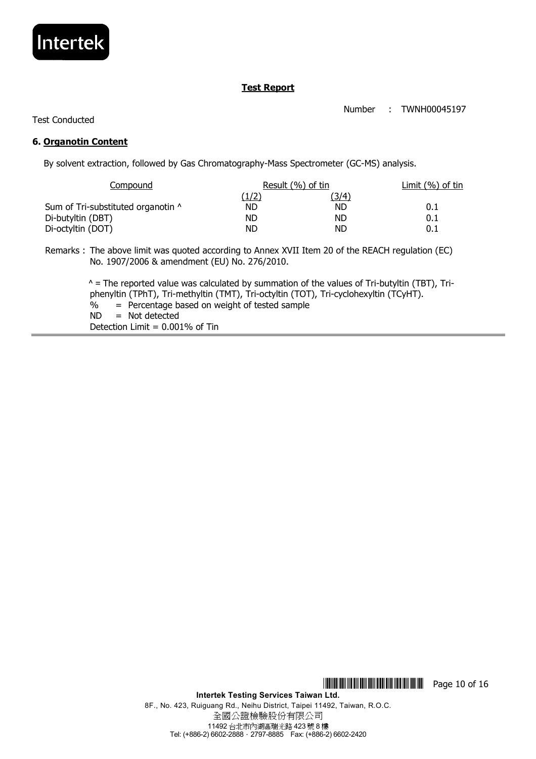**Test Report**

Number : TWNH00045197

Test Conducted

### 6. Organotin Content

By solvent extraction, followed by Gas Chromatography-Mass Spectrometer (GC-MS) analysis.

| Compound | Result (%) of tin | | Limit (%) of tin |
|---|---|---|---|
| | (1/2) | (3/4) | |
| Sum of Tri-substituted organotin ^ | ND | ND | 0.1 |
| Di-butyltin (DBT) | ND | ND | 0.1 |
| Di-octyltin (DOT) | ND | ND | 0.1 |

Remarks : The above limit was quoted according to Annex XVII Item 20 of the REACH regulation (EC) No. 1907/2006 & amendment (EU) No. 276/2010.

^ = The reported value was calculated by summation of the values of Tri-butyltin (TBT), Tri-phenyltin (TPhT), Tri-methyltin (TMT), Tri-octyltin (TOT), Tri-cyclohexyltin (TCyHT).

% = Percentage based on weight of tested sample

ND = Not detected

Detection Limit = 0.001% of Tin

**Intertek Testing Services Taiwan Ltd.**

8F., No. 423, Ruiguang Rd., Neihu District, Taipei 11492, Taiwan, R.O.C.

全國公證檢驗股份有限公司

11492 台北市內湖區瑞光路 423 號 8 樓

Tel: (+886-2) 6602-2888 · 2797-8885 Fax: (+886-2) 6602-2420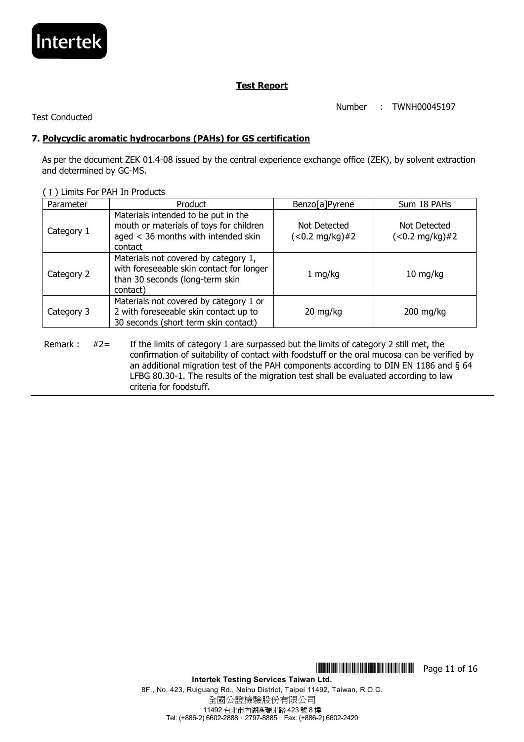## Test Report

Number : TWNH00045197

Test Conducted

### 7. Polycyclic aromatic hydrocarbons (PAHs) for GS certification

As per the document ZEK 01.4-08 issued by the central experience exchange office (ZEK), by solvent extraction and determined by GC-MS.

(Ⅰ) Limits For PAH In Products

| Parameter | Product | Benzo[a]Pyrene | Sum 18 PAHs |
|---|---|---|---|
| Category 1 | Materials intended to be put in the mouth or materials of toys for children aged < 36 months with intended skin contact | Not Detected (<0.2 mg/kg)#2 | Not Detected (<0.2 mg/kg)#2 |
| Category 2 | Materials not covered by category 1, with foreseeable skin contact for longer than 30 seconds (long-term skin contact) | 1 mg/kg | 10 mg/kg |
| Category 3 | Materials not covered by category 1 or 2 with foreseeable skin contact up to 30 seconds (short term skin contact) | 20 mg/kg | 200 mg/kg |

Remark : #2= If the limits of category 1 are surpassed but the limits of category 2 still met, the confirmation of suitability of contact with foodstuff or the oral mucosa can be verified by an additional migration test of the PAH components according to DIN EN 1186 and § 64 LFBG 80.30-1. The results of the migration test shall be evaluated according to law criteria for foodstuff.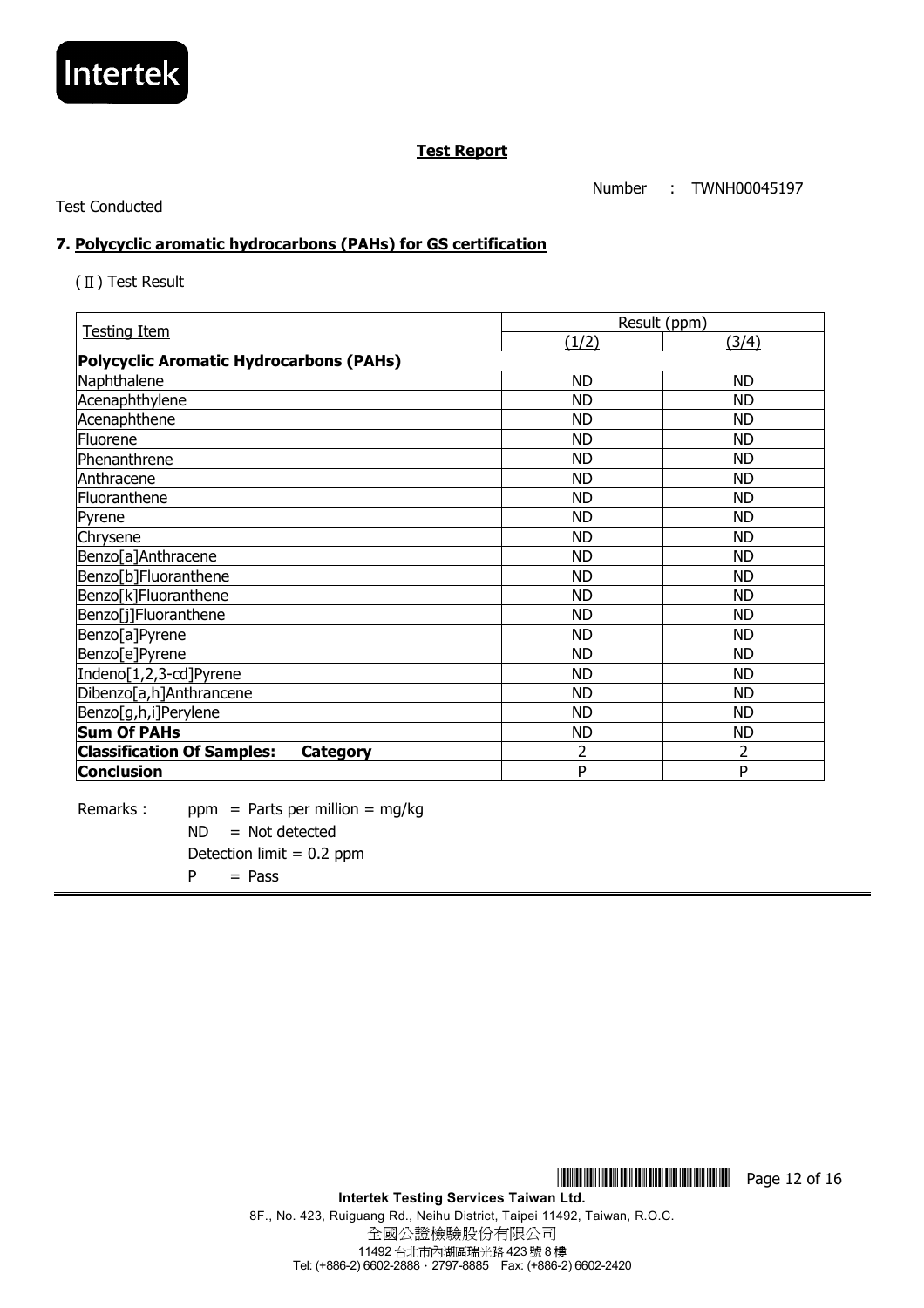**Test Report**

Number : TWNH00045197

Test Conducted

### 7. Polycyclic aromatic hydrocarbons (PAHs) for GS certification

(Ⅱ) Test Result

| Testing Item | Result (ppm) | |
|---|---|---|
| | (1/2) | (3/4) |
| **Polycyclic Aromatic Hydrocarbons (PAHs)** | | |
| Naphthalene | ND | ND |
| Acenaphthylene | ND | ND |
| Acenaphthene | ND | ND |
| Fluorene | ND | ND |
| Phenanthrene | ND | ND |
| Anthracene | ND | ND |
| Fluoranthene | ND | ND |
| Pyrene | ND | ND |
| Chrysene | ND | ND |
| Benzo[a]Anthracene | ND | ND |
| Benzo[b]Fluoranthene | ND | ND |
| Benzo[k]Fluoranthene | ND | ND |
| Benzo[j]Fluoranthene | ND | ND |
| Benzo[a]Pyrene | ND | ND |
| Benzo[e]Pyrene | ND | ND |
| Indeno[1,2,3-cd]Pyrene | ND | ND |
| Dibenzo[a,h]Anthrancene | ND | ND |
| Benzo[g,h,i]Perylene | ND | ND |
| **Sum Of PAHs** | ND | ND |
| **Classification Of Samples: Category** | 2 | 2 |
| **Conclusion** | P | P |

Remarks : ppm = Parts per million = mg/kg
ND = Not detected
Detection limit = 0.2 ppm
P = Pass

**Intertek Testing Services Taiwan Ltd.**
8F., No. 423, Ruiguang Rd., Neihu District, Taipei 11492, Taiwan, R.O.C.
全國公證檢驗股份有限公司
11492 台北市內湖區瑞光路 423 號 8 樓
Tel: (+886-2) 6602-2888 · 2797-8885 Fax: (+886-2) 6602-2420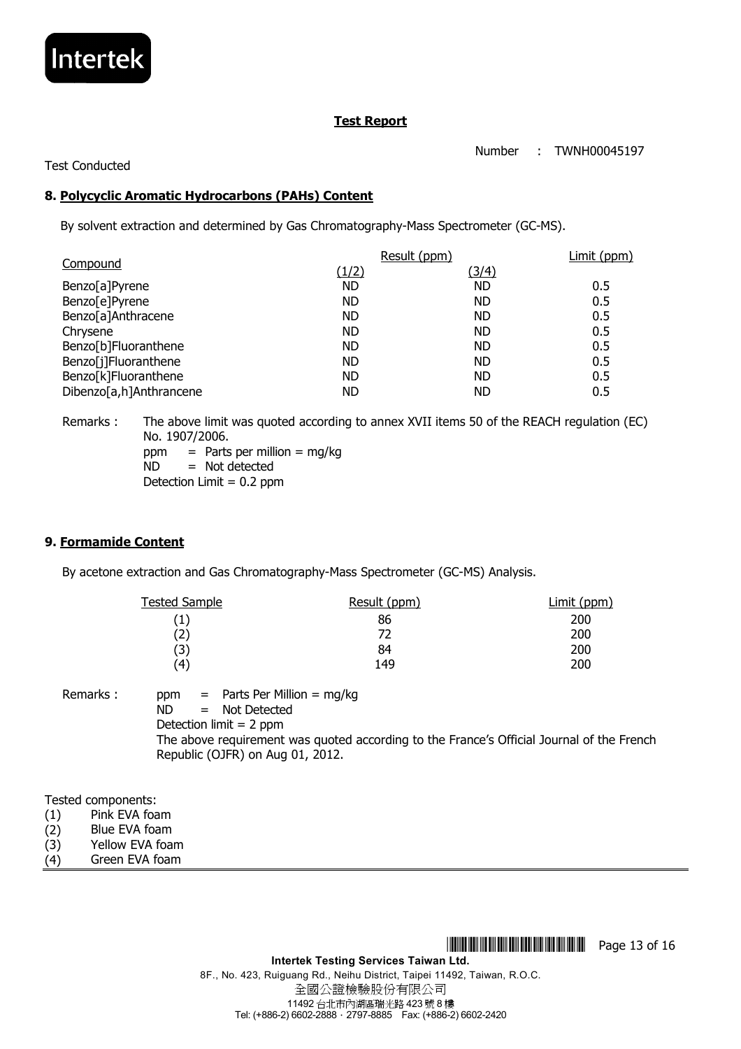**Test Report**

Number : TWNH00045197

Test Conducted

## 8. Polycyclic Aromatic Hydrocarbons (PAHs) Content

By solvent extraction and determined by Gas Chromatography-Mass Spectrometer (GC-MS).

| Compound | Result (ppm) | | Limit (ppm) |
|---|---|---|---|
| | (1/2) | (3/4) | |
| Benzo[a]Pyrene | ND | ND | 0.5 |
| Benzo[e]Pyrene | ND | ND | 0.5 |
| Benzo[a]Anthracene | ND | ND | 0.5 |
| Chrysene | ND | ND | 0.5 |
| Benzo[b]Fluoranthene | ND | ND | 0.5 |
| Benzo[j]Fluoranthene | ND | ND | 0.5 |
| Benzo[k]Fluoranthene | ND | ND | 0.5 |
| Dibenzo[a,h]Anthrancene | ND | ND | 0.5 |

Remarks : The above limit was quoted according to annex XVII items 50 of the REACH regulation (EC) No. 1907/2006.
ppm = Parts per million = mg/kg
ND = Not detected
Detection Limit = 0.2 ppm

## 9. Formamide Content

By acetone extraction and Gas Chromatography-Mass Spectrometer (GC-MS) Analysis.

| Tested Sample | Result (ppm) | Limit (ppm) |
|---|---|---|
| (1) | 86 | 200 |
| (2) | 72 | 200 |
| (3) | 84 | 200 |
| (4) | 149 | 200 |

Remarks : ppm = Parts Per Million = mg/kg
ND = Not Detected
Detection limit = 2 ppm
The above requirement was quoted according to the France's Official Journal of the French Republic (OJFR) on Aug 01, 2012.

Tested components:

(1) Pink EVA foam
(2) Blue EVA foam
(3) Yellow EVA foam
(4) Green EVA foam

**Intertek Testing Services Taiwan Ltd.**
8F., No. 423, Ruiguang Rd., Neihu District, Taipei 11492, Taiwan, R.O.C.
全國公證檢驗股份有限公司
11492 台北市內湖區瑞光路 423 號 8 樓
Tel: (+886-2) 6602-2888 · 2797-8885 Fax: (+886-2) 6602-2420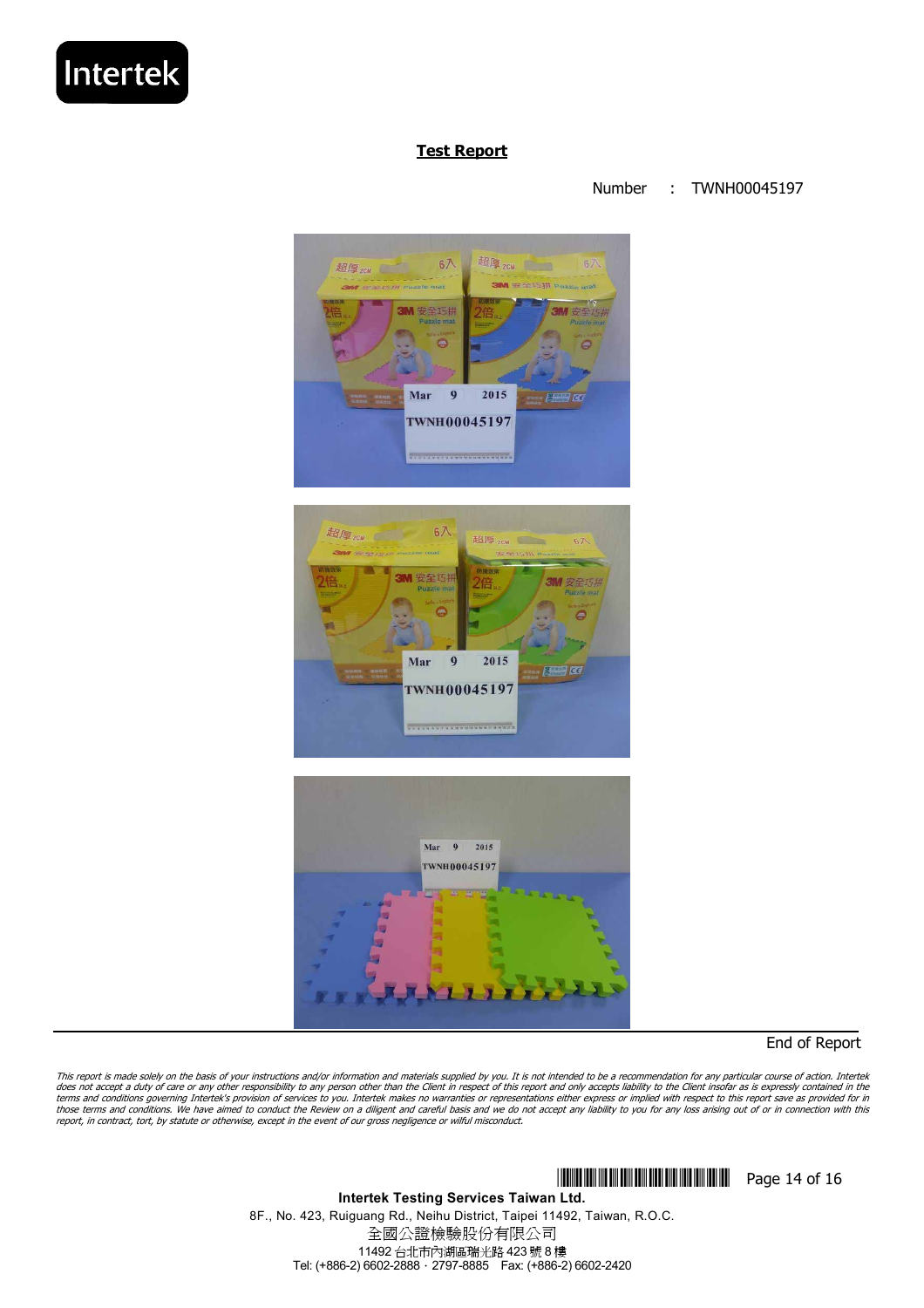Intertek

## Test Report

Number : TWNH00045197

End of Report

*This report is made solely on the basis of your instructions and/or information and materials supplied by you. It is not intended to be a recommendation for any particular course of action. Intertek does not accept a duty of care or any other responsibility to any person other than the Client in respect of this report and only accepts liability to the Client insofar as is expressly contained in the terms and conditions governing Intertek's provision of services to you. Intertek makes no warranties or representations either express or implied with respect to this report save as provided for in those terms and conditions. We have aimed to conduct the Review on a diligent and careful basis and we do not accept any liability to you for any loss arising out of or in connection with this report, in contract, tort, by statute or otherwise, except in the event of our gross negligence or wilful misconduct.*

**Intertek Testing Services Taiwan Ltd.**
8F., No. 423, Ruiguang Rd., Neihu District, Taipei 11492, Taiwan, R.O.C.
全國公證檢驗股份有限公司
11492 台北市內湖區瑞光路 423 號 8 樓
Tel: (+886-2) 6602-2888 · 2797-8885 Fax: (+886-2) 6602-2420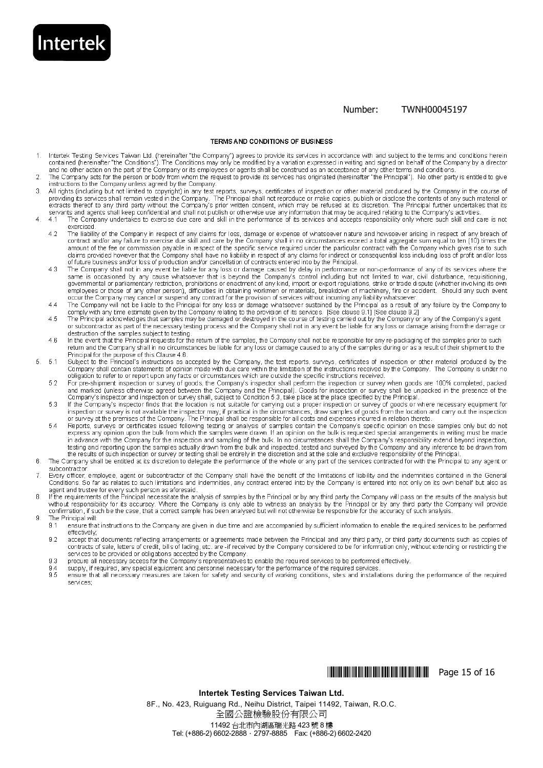Number: TWNH00045197

## TERMS AND CONDITIONS OF BUSINESS

1. Intertek Testing Services Taiwan Ltd. (hereinafter "the Company") agrees to provide its services in accordance with and subject to the terms and conditions herein contained (hereinafter "the Conditions"). The Conditions may only be modified by a variation expressed in writing and signed on behalf of the Company by a director and no other action on the part of the Company or its employees or agents shall be construed as an acceptance of any other terms and conditions.
2. The Company acts for the person or body from whom the request to provide its services has originated (hereinafter "the Principal"). No other party is entitled to give instructions to the Company unless agreed by the Company.
3. All rights (including but not limited to copyright) in any test reports, surveys, certificates of inspection or other material produced by the Company in the course of providing its services shall remain vested in the Company. The Principal shall not reproduce or make copies, publish or disclose the contents of any such material or extracts thereof to any third party without the Company's prior written consent, which may be refused at its discretion. The Principal further undertakes that its servants and agents shall keep confidential and shall not publish or otherwise use any information that may be acquired relating to the Company's activities.
4. 4.1 The Company undertakes to exercise due care and skill in the performance of its services and accepts responsibility only where such skill and care is not exercised.
   - 4.2 The liability of the Company in respect of any claims for loss, damage or expense of whatsoever nature and howsoever arising in respect of any breach of contract and/or any failure to exercise due skill and care by the Company shall in no circumstances exceed a total aggregate sum equal to ten (10) times the amount of the fee or commission payable in respect of the specific service required under the particular contract with the Company which gives rise to such claims provided however that the Company shall have no liability in respect of any claims for indirect or consequential loss including loss of profit and/or loss of future business and/or loss of production and/or cancellation of contracts entered into by the Principal.
   - 4.3 The Company shall not in any event be liable for any loss or damage caused by delay in performance or non-performance of any of its services where the same is occasioned by any cause whatsoever that is beyond the Company's control including but not limited to war, civil disturbance, requisitioning, governmental or parliamentary restriction, prohibitions or enactment of any kind, import or export regulations, strike or trade dispute (whether involving its own employees or those of any other person), difficulties in obtaining workmen or materials, breakdown of machinery, fire or accident. Should any such event occur the Company may cancel or suspend any contract for the provision of services without incurring any liability whatsoever.
   - 4.4 The Company will not be liable to the Principal for any loss or damage whatsoever sustained by the Principal as a result of any failure by the Company to comply with any time estimate given by the Company relating to the provision of its services. [See clause 9.1] [See clause 9.2]
   - 4.5 The Principal acknowledges that samples may be damaged or destroyed in the course of testing carried out by the Company or any of the Company's agent or subcontractor as part of the necessary testing process and the Company shall not in any event be liable for any loss or damage arising from the damage or destruction of the samples subject to testing.
   - 4.6 In the event that the Principal requests for the return of the samples, the Company shall not be responsible for any re-packaging of the samples prior to such return and the Company shall in no circumstances be liable for any loss or damage caused to any of the samples during or as a result of their shipment to the Principal for the purpose of this Clause 4.6.
5. 5.1 Subject to the Principal's instructions as accepted by the Company, the test reports, surveys, certificates of inspection or other material produced by the Company shall contain statements of opinion made with due care within the limitation of the instructions received by the Company. The Company is under no obligation to refer to or report upon any facts or circumstances which are outside the specific instructions received.
   - 5.2 For pre-shipment inspection or survey of goods, the Company's inspector shall perform the inspection or survey when goods are 100% completed, packed and marked (unless otherwise agreed between the Company and the Principal). Goods for inspection or survey shall be unpacked in the presence of the Company's inspector and inspection or survey shall, subject to Condition 5.3, take place at the place specified by the Principal.
   - 5.3 If the Company's inspector finds that the location is not suitable for carrying out a proper inspection or survey of goods or where necessary equipment for inspection or survey is not available the inspector may, if practical in the circumstances, draw samples of goods from the location and carry out the inspection or survey at the premises of the Company. The Principal shall be responsible for all costs and expenses incurred in relation thereto.
   - 5.4 Reports, surveys or certificates issued following testing or analysis of samples contain the Company's specific opinion on those samples only but do not express any opinion upon the bulk from which the samples were drawn. If an opinion on the bulk is requested special arrangements in writing must be made in advance with the Company for the inspection and sampling of the bulk. In no circumstances shall the Company's responsibility extend beyond inspection, testing and reporting upon the samples actually drawn from the bulk and inspected, tested and surveyed by the Company and any inference to be drawn from the results of such inspection or survey or testing shall be entirely in the discretion and at the sole and exclusive responsibility of the Principal.
6. The Company shall be entitled at its discretion to delegate the performance of the whole or any part of the services contracted for with the Principal to any agent or subcontractor.
7. Every officer, employee, agent or subcontractor of the Company shall have the benefit of the limitations of liability and the indemnities contained in the General Conditions. So far as relates to such limitations and indemnities, any contract entered into by the Company is entered into not only on its own behalf but also as agent and trustee for every such person as aforesaid.
8. If the requirements of the Principal necessitate the analysis of samples by the Principal or by any third party the Company will pass on the results of the analysis but without responsibility for its accuracy. Where the Company is only able to witness an analysis by the Principal or by any third party the Company will provide confirmation, if such be the case, that a correct sample has been analysed but will not otherwise be responsible for the accuracy of such analysis.
9. The Principal will:
   - 9.1 ensure that instructions to the Company are given in due time and are accompanied by sufficient information to enable the required services to be performed effectively;
   - 9.2 accept that documents reflecting arrangements or agreements made between the Principal and any third party, or third party documents such as copies of contracts of sale, letters of credit, bills of lading, etc. are -if received by the Company considered to be for information only, without extending or restricting the services to be provided or obligations accepted by the Company.
   - 9.3 procure all necessary access for the Company's representatives to enable the required services to be performed effectively.
   - 9.4 supply, if required, any special equipment and personnel necessary for the performance of the required services.
   - 9.5 ensure that all necessary measures are taken for safety and security of working conditions, sites and installations during the performance of the required services;

**Intertek Testing Services Taiwan Ltd.**
8F., No. 423, Ruiguang Rd., Neihu District, Taipei 11492, Taiwan, R.O.C.
全國公證檢驗股份有限公司
11492 台北市內湖區瑞光路 423 號 8 樓
Tel: (+886-2) 6602-2888 · 2797-8885 Fax: (+886-2) 6602-2420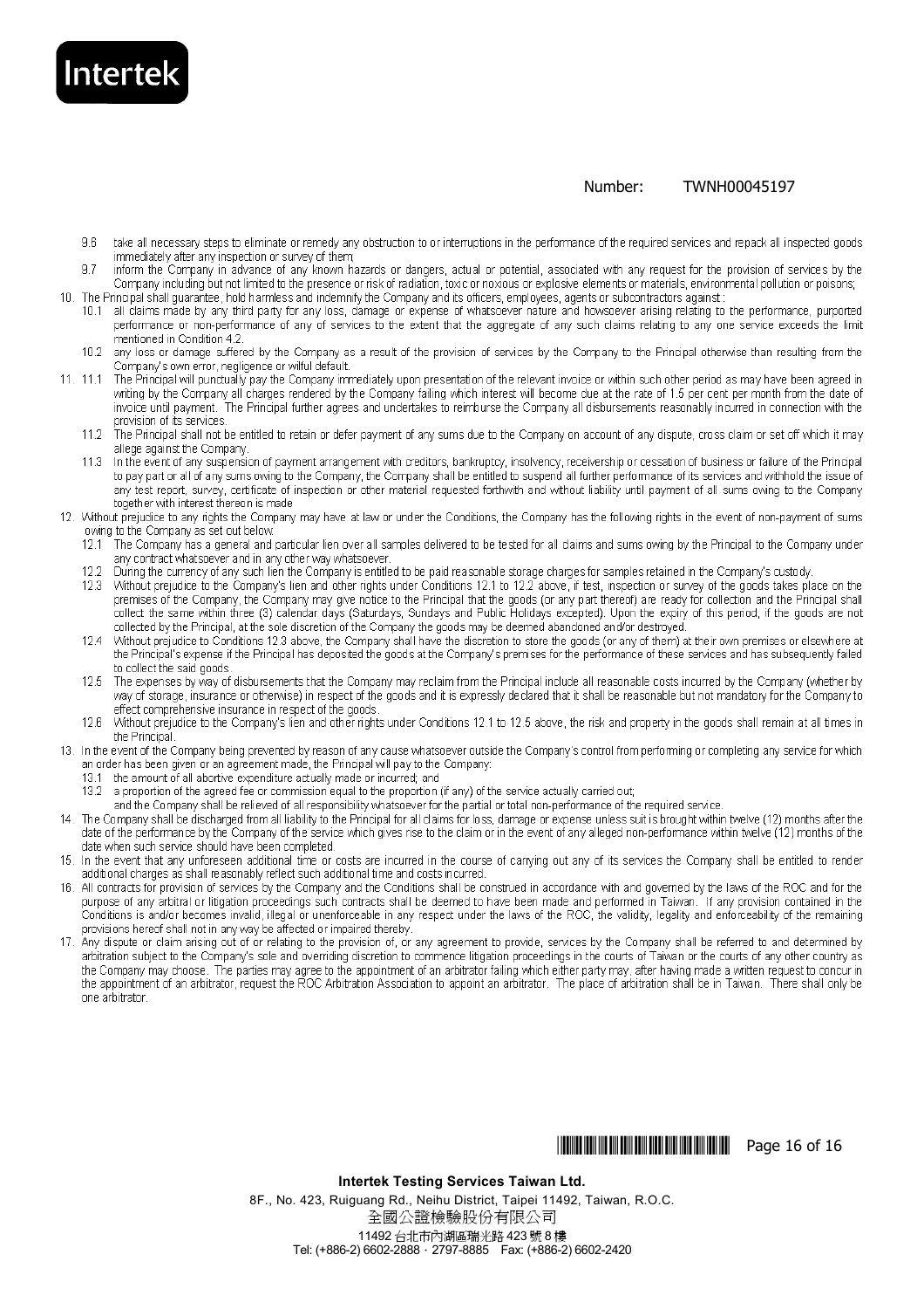Number: TWNH00045197

9.6 take all necessary steps to eliminate or remedy any obstruction to or interruptions in the performance of the required services and repack all inspected goods immediately after any inspection or survey of them;

9.7 inform the Company in advance of any known hazards or dangers, actual or potential, associated with any request for the provision of services by the Company including but not limited to the presence or risk of radiation, toxic or noxious or explosive elements or materials, environmental pollution or poisons;

10. The Principal shall guarantee, hold harmless and indemnify the Company and its officers, employees, agents or subcontractors against :

10.1 all claims made by any third party for any loss, damage or expense of whatsoever nature and howsoever arising relating to the performance, purported performance or non-performance of any of services to the extent that the aggregate of any such claims relating to any one service exceeds the limit mentioned in Condition 4.2.

10.2 any loss or damage suffered by the Company as a result of the provision of services by the Company to the Principal otherwise than resulting from the Company's own error, negligence or wilful default.

11. 11.1 The Principal will punctually pay the Company immediately upon presentation of the relevant invoice or within such other period as may have been agreed in writing by the Company all charges rendered by the Company failing which interest will become due at the rate of 1.5 per cent per month from the date of invoice until payment. The Principal further agrees and undertakes to reimburse the Company all disbursements reasonably incurred in connection with the provision of its services.

11.2 The Principal shall not be entitled to retain or defer payment of any sums due to the Company on account of any dispute, cross claim or set off which it may allege against the Company.

11.3 In the event of any suspension of payment arrangement with creditors, bankruptcy, insolvency, receivership or cessation of business or failure of the Principal to pay part or all of any sums owing to the Company, the Company shall be entitled to suspend all further performance of its services and withhold the issue of any test report, survey, certificate of inspection or other material requested forthwith and without liability until payment of all sums owing to the Company together with interest thereon is made

12. Without prejudice to any rights the Company may have at law or under the Conditions, the Company has the following rights in the event of non-payment of sums owing to the Company as set out below:

12.1 The Company has a general and particular lien over all samples delivered to be tested for all claims and sums owing by the Principal to the Company under any contract whatsoever and in any other way whatsoever.

12.2 During the currency of any such lien the Company is entitled to be paid reasonable storage charges for samples retained in the Company's custody.

12.3 Without prejudice to the Company's lien and other rights under Conditions 12.1 to 12.2 above, if test, inspection or survey of the goods takes place on the premises of the Company, the Company may give notice to the Principal that the goods (or any part thereof) are ready for collection and the Principal shall collect the same within three (3) calendar days (Saturdays, Sundays and Public Holidays excepted). Upon the expiry of this period, if the goods are not collected by the Principal, at the sole discretion of the Company the goods may be deemed abandoned and/or destroyed.

12.4 Without prejudice to Conditions 12.3 above, the Company shall have the discretion to store the goods (or any of them) at their own premises or elsewhere at the Principal's expense if the Principal has deposited the goods at the Company's premises for the performance of these services and has subsequently failed to collect the said goods.

12.5 The expenses by way of disbursements that the Company may reclaim from the Principal include all reasonable costs incurred by the Company (whether by way of storage, insurance or otherwise) in respect of the goods and it is expressly declared that it shall be reasonable but not mandatory for the Company to effect comprehensive insurance in respect of the goods.

12.6 Without prejudice to the Company's lien and other rights under Conditions 12.1 to 12.5 above, the risk and property in the goods shall remain at all times in the Principal.

13. In the event of the Company being prevented by reason of any cause whatsoever outside the Company's control from performing or completing any service for which an order has been given or an agreement made, the Principal will pay to the Company:

13.1 the amount of all abortive expenditure actually made or incurred; and

13.2 a proportion of the agreed fee or commission equal to the proportion (if any) of the service actually carried out;

and the Company shall be relieved of all responsibility whatsoever for the partial or total non-performance of the required service.

14. The Company shall be discharged from all liability to the Principal for all claims for loss, damage or expense unless suit is brought within twelve (12) months after the date of the performance by the Company of the service which gives rise to the claim or in the event of any alleged non-performance within twelve (12) months of the date when such service should have been completed.

15. In the event that any unforeseen additional time or costs are incurred in the course of carrying out any of its services the Company shall be entitled to render additional charges as shall reasonably reflect such additional time and costs incurred.

16. All contracts for provision of services by the Company and the Conditions shall be construed in accordance with and governed by the laws of the ROC and for the purpose of any arbitral or litigation proceedings such contracts shall be deemed to have been made and performed in Taiwan. If any provision contained in the Conditions is and/or becomes invalid, illegal or unenforceable in any respect under the laws of the ROC, the validity, legality and enforceability of the remaining provisions hereof shall not in any way be affected or impaired thereby.

17. Any dispute or claim arising out of or relating to the provision of, or any agreement to provide, services by the Company shall be referred to and determined by arbitration subject to the Company's sole and overriding discretion to commence litigation proceedings in the courts of Taiwan or the courts of any other country as the Company may choose. The parties may agree to the appointment of an arbitrator failing which either party may, after having made a written request to concur in the appointment of an arbitrator, request the ROC Arbitration Association to appoint an arbitrator. The place of arbitration shall be in Taiwan. There shall only be one arbitrator.

**Intertek Testing Services Taiwan Ltd.**
8F., No. 423, Ruiguang Rd., Neihu District, Taipei 11492, Taiwan, R.O.C.
全國公證檢驗股份有限公司
11492 台北市內湖區瑞光路 423 號 8 樓
Tel: (+886-2) 6602-2888 · 2797-8885 Fax: (+886-2) 6602-2420